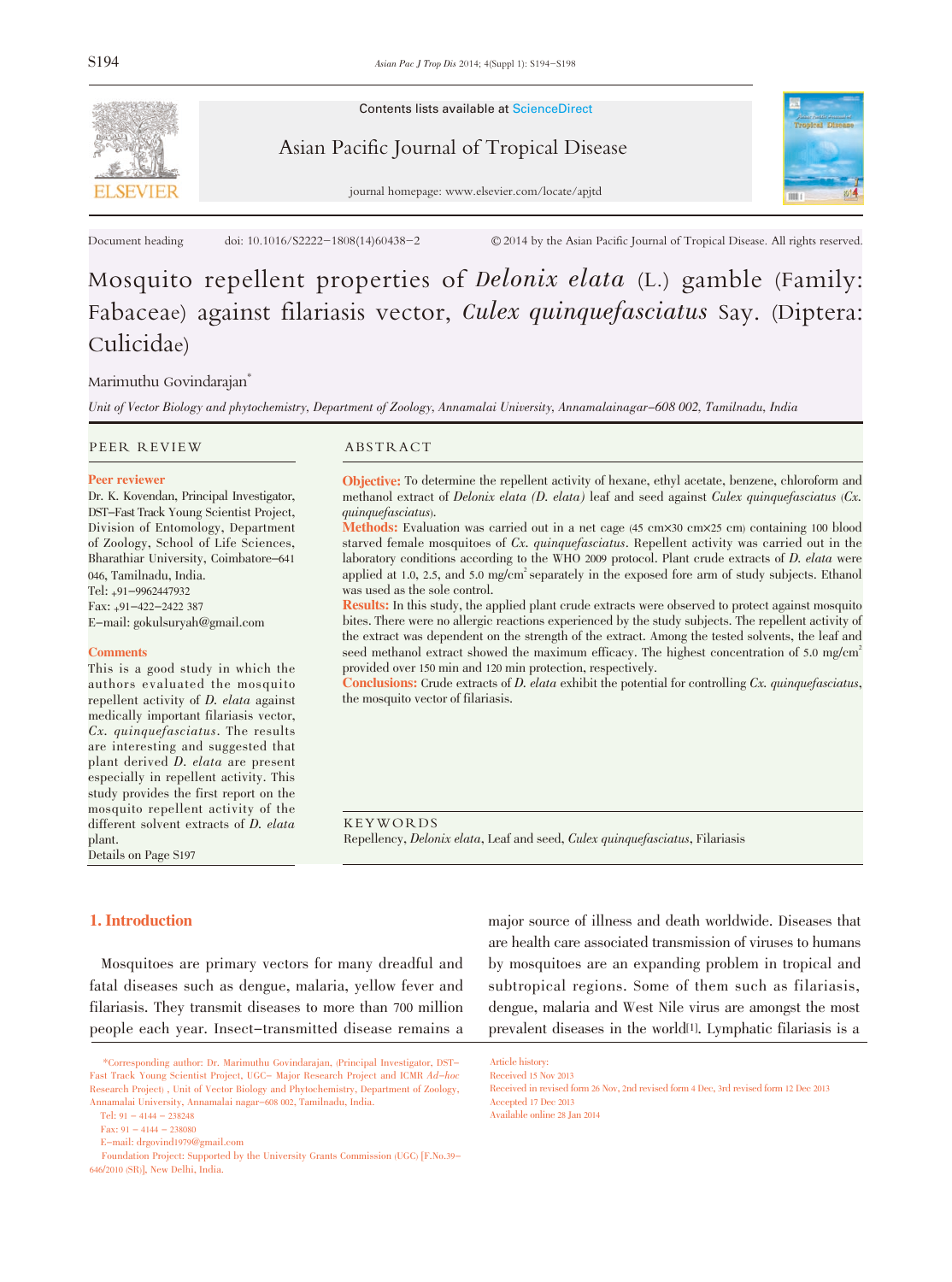Contents lists available at ScienceDirect

Asian Pacific Journal of Tropical Disease

journal homepage: www.elsevier.com/locate/apjtd

Document heading doi: 10.1016/S2222-1808(14)60438-2 © 2014 by the Asian Pacific Journal of Tropical Disease. All rights reserved.

# Mosquito repellent properties of *Delonix elata* (L.) gamble (Family: Fabaceae) against filariasis vector, *Culex quinquefasciatus* Say. (Diptera: Culicidae)

Marimuthu Govindarajan*

*Unit of Vector Biology and phytochemistry, Department of Zoology, Annamalai University, Annamalainagar-608 002, Tamilnadu, India*

## PEER REVIEW

**Peer reviewer**

Dr. K. Kovendan, Principal Investigator, DST-Fast Track Young Scientist Project, Division of Entomology, Department of Zoology, School of Life Sciences, Bharathiar University, Coimbatore-641 046, Tamilnadu, India.
Tel: +91-9962447932
Fax: +91-422-2422 387
E-mail: gokulsuryah@gmail.com

**Comments**

This is a good study in which the authors evaluated the mosquito repellent activity of *D. elata* against medically important filariasis vector, *Cx. quinquefasciatus*. The results are interesting and suggested that plant derived *D. elata* are present especially in repellent activity. This study provides the first report on the mosquito repellent activity of the different solvent extracts of *D. elata* plant.
Details on Page S197

## ABSTRACT

**Objective:** To determine the repellent activity of hexane, ethyl acetate, benzene, chloroform and methanol extract of *Delonix elata (D. elata)* leaf and seed against *Culex quinquefasciatus* (*Cx. quinquefasciatus*).
**Methods:** Evaluation was carried out in a net cage (45 cm×30 cm×25 cm) containing 100 blood starved female mosquitoes of *Cx. quinquefasciatus*. Repellent activity was carried out in the laboratory conditions according to the WHO 2009 protocol. Plant crude extracts of *D. elata* were applied at 1.0, 2.5, and 5.0 mg/cm$^2$ separately in the exposed fore arm of study subjects. Ethanol was used as the sole control.
**Results:** In this study, the applied plant crude extracts were observed to protect against mosquito bites. There were no allergic reactions experienced by the study subjects. The repellent activity of the extract was dependent on the strength of the extract. Among the tested solvents, the leaf and seed methanol extract showed the maximum efficacy. The highest concentration of 5.0 mg/cm$^2$ provided over 150 min and 120 min protection, respectively.
**Conclusions:** Crude extracts of *D. elata* exhibit the potential for controlling *Cx. quinquefasciatus*, the mosquito vector of filariasis.

**KEYWORDS**
Repellency, *Delonix elata*, Leaf and seed, *Culex quinquefasciatus*, Filariasis

## 1. Introduction

Mosquitoes are primary vectors for many dreadful and fatal diseases such as dengue, malaria, yellow fever and filariasis. They transmit diseases to more than 700 million people each year. Insect-transmitted disease remains a major source of illness and death worldwide. Diseases that are health care associated transmission of viruses to humans by mosquitoes are an expanding problem in tropical and subtropical regions. Some of them such as filariasis, dengue, malaria and West Nile virus are amongst the most prevalent diseases in the world[1]. Lymphatic filariasis is a

*Corresponding author: Dr. Marimuthu Govindarajan, (Principal Investigator, DST-Fast Track Young Scientist Project, UGC- Major Research Project and ICMR *Ad-hoc* Research Project) , Unit of Vector Biology and Phytochemistry, Department of Zoology, Annamalai University, Annamalai nagar-608 002, Tamilnadu, India.
Tel: 91 - 4144 - 238248
Fax: 91 - 4144 - 238080
E-mail: drgovind1979@gmail.com
Foundation Project: Supported by the University Grants Commission (UGC) [F.No.39-646/2010 (SR)], New Delhi, India.

Article history:
Received 15 Nov 2013
Received in revised form 26 Nov, 2nd revised form 4 Dec, 3rd revised form 12 Dec 2013
Accepted 17 Dec 2013
Available online 28 Jan 2014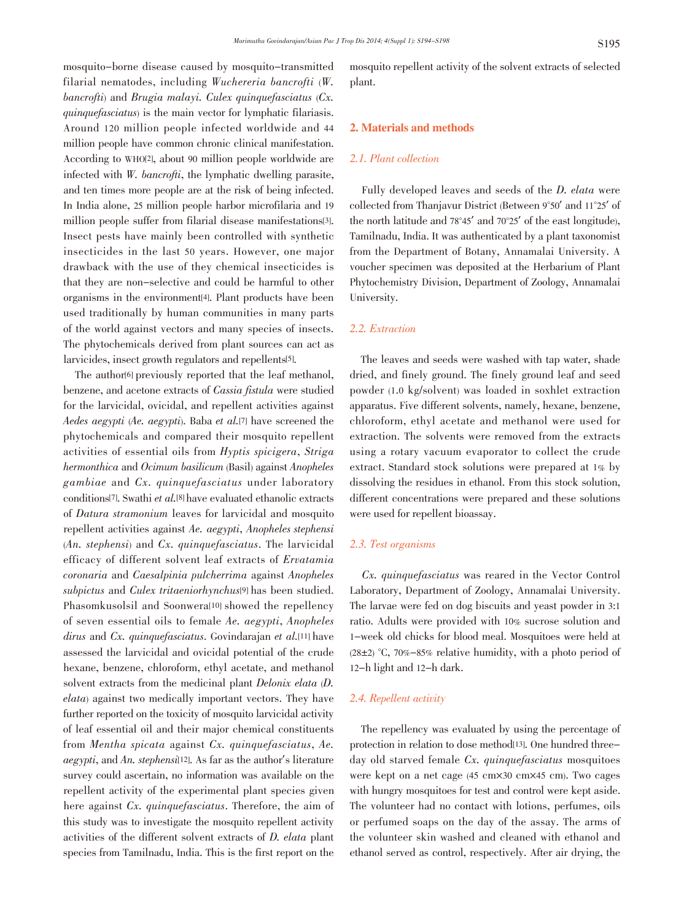mosquito-borne disease caused by mosquito-transmitted filarial nematodes, including *Wuchereria bancrofti* (*W. bancrofti*) and *Brugia malayi*. *Culex quinquefasciatus* (*Cx. quinquefasciatus*) is the main vector for lymphatic filariasis. Around 120 million people infected worldwide and 44 million people have common chronic clinical manifestation. According to WHO[2], about 90 million people worldwide are infected with *W. bancrofti*, the lymphatic dwelling parasite, and ten times more people are at the risk of being infected. In India alone, 25 million people harbor microfilaria and 19 million people suffer from filarial disease manifestations[3]. Insect pests have mainly been controlled with synthetic insecticides in the last 50 years. However, one major drawback with the use of they chemical insecticides is that they are non-selective and could be harmful to other organisms in the environment[4]. Plant products have been used traditionally by human communities in many parts of the world against vectors and many species of insects. The phytochemicals derived from plant sources can act as larvicides, insect growth regulators and repellents[5].

The author[6] previously reported that the leaf methanol, benzene, and acetone extracts of *Cassia fistula* were studied for the larvicidal, ovicidal, and repellent activities against *Aedes aegypti* (*Ae. aegypti*). Baba *et al.*[7] have screened the phytochemicals and compared their mosquito repellent activities of essential oils from *Hyptis spicigera*, *Striga hermonthica* and *Ocimum basilicum* (Basil) against *Anopheles gambiae* and *Cx. quinquefasciatus* under laboratory conditions[7]. Swathi *et al.*[8] have evaluated ethanolic extracts of *Datura stramonium* leaves for larvicidal and mosquito repellent activities against *Ae. aegypti*, *Anopheles stephensi* (*An. stephensi*) and *Cx. quinquefasciatus*. The larvicidal efficacy of different solvent leaf extracts of *Ervatamia coronaria* and *Caesalpinia pulcherrima* against *Anopheles subpictus* and *Culex tritaeniorhynchus*[9] has been studied. Phasomkusolsil and Soonwera[10] showed the repellency of seven essential oils to female *Ae. aegypti*, *Anopheles dirus* and *Cx. quinquefasciatus*. Govindarajan *et al.*[11] have assessed the larvicidal and ovicidal potential of the crude hexane, benzene, chloroform, ethyl acetate, and methanol solvent extracts from the medicinal plant *Delonix elata* (*D. elata*) against two medically important vectors. They have further reported on the toxicity of mosquito larvicidal activity of leaf essential oil and their major chemical constituents from *Mentha spicata* against *Cx. quinquefasciatus*, *Ae. aegypti*, and *An. stephensi*[12]. As far as the author's literature survey could ascertain, no information was available on the repellent activity of the experimental plant species given here against *Cx. quinquefasciatus*. Therefore, the aim of this study was to investigate the mosquito repellent activity activities of the different solvent extracts of *D. elata* plant species from Tamilnadu, India. This is the first report on the mosquito repellent activity of the solvent extracts of selected plant.

## 2. Materials and methods

### 2.1. Plant collection

Fully developed leaves and seeds of the *D. elata* were collected from Thanjavur District (Between 9°50′ and 11°25′ of the north latitude and 78°45′ and 70°25′ of the east longitude), Tamilnadu, India. It was authenticated by a plant taxonomist from the Department of Botany, Annamalai University. A voucher specimen was deposited at the Herbarium of Plant Phytochemistry Division, Department of Zoology, Annamalai University.

### 2.2. Extraction

The leaves and seeds were washed with tap water, shade dried, and finely ground. The finely ground leaf and seed powder (1.0 kg/solvent) was loaded in soxhlet extraction apparatus. Five different solvents, namely, hexane, benzene, chloroform, ethyl acetate and methanol were used for extraction. The solvents were removed from the extracts using a rotary vacuum evaporator to collect the crude extract. Standard stock solutions were prepared at 1% by dissolving the residues in ethanol. From this stock solution, different concentrations were prepared and these solutions were used for repellent bioassay.

### 2.3. Test organisms

*Cx. quinquefasciatus* was reared in the Vector Control Laboratory, Department of Zoology, Annamalai University. The larvae were fed on dog biscuits and yeast powder in 3:1 ratio. Adults were provided with 10% sucrose solution and 1-week old chicks for blood meal. Mosquitoes were held at (28±2) °C, 70%-85% relative humidity, with a photo period of 12-h light and 12-h dark.

### 2.4. Repellent activity

The repellency was evaluated by using the percentage of protection in relation to dose method[13]. One hundred three-day old starved female *Cx. quinquefasciatus* mosquitoes were kept on a net cage (45 cm×30 cm×45 cm). Two cages with hungry mosquitoes for test and control were kept aside. The volunteer had no contact with lotions, perfumes, oils or perfumed soaps on the day of the assay. The arms of the volunteer skin washed and cleaned with ethanol and ethanol served as control, respectively. After air drying, the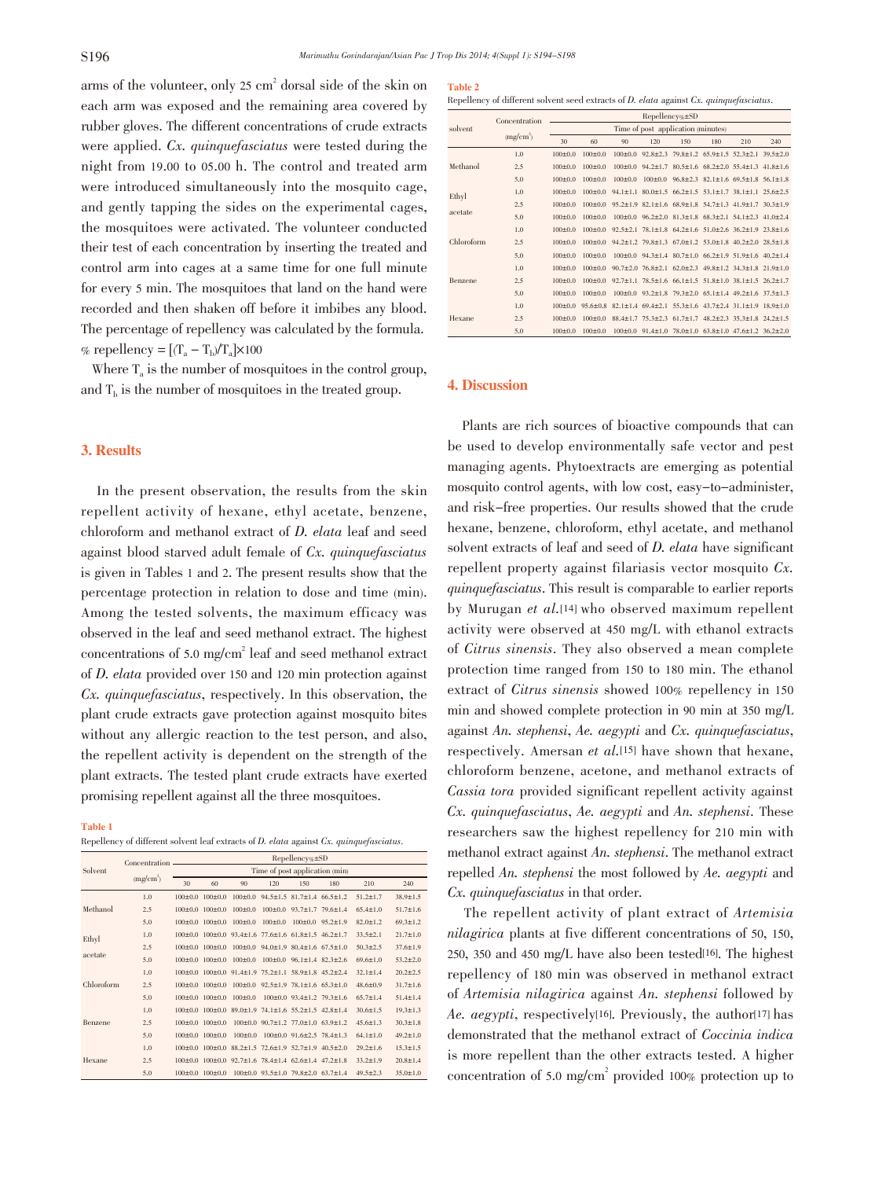arms of the volunteer, only 25 cm$^2$ dorsal side of the skin on each arm was exposed and the remaining area covered by rubber gloves. The different concentrations of crude extracts were applied. *Cx. quinquefasciatus* were tested during the night from 19.00 to 05.00 h. The control and treated arm were introduced simultaneously into the mosquito cage, and gently tapping the sides on the experimental cages, the mosquitoes were activated. The volunteer conducted their test of each concentration by inserting the treated and control arm into cages at a same time for one full minute for every 5 min. The mosquitoes that land on the hand were recorded and then shaken off before it imbibes any blood. The percentage of repellency was calculated by the formula.

$$\% \text{ repellency} = [(T_a - T_b)/T_a] \times 100$$

Where $T_a$ is the number of mosquitoes in the control group, and $T_b$ is the number of mosquitoes in the treated group.

## 3. Results

In the present observation, the results from the skin repellent activity of hexane, ethyl acetate, benzene, chloroform and methanol extract of *D. elata* leaf and seed against blood starved adult female of *Cx. quinquefasciatus* is given in Tables 1 and 2. The present results show that the percentage protection in relation to dose and time (min). Among the tested solvents, the maximum efficacy was observed in the leaf and seed methanol extract. The highest concentrations of 5.0 mg/cm$^2$ leaf and seed methanol extract of *D. elata* provided over 150 and 120 min protection against *Cx. quinquefasciatus*, respectively. In this observation, the plant crude extracts gave protection against mosquito bites without any allergic reaction to the test person, and also, the repellent activity is dependent on the strength of the plant extracts. The tested plant crude extracts have exerted promising repellent against all the three mosquitoes.

**Table 1**

Repellency of different solvent leaf extracts of *D. elata* against *Cx. quinquefasciatus*.

| Solvent | Concentration (mg/cm$^2$) | Repellency%±SD | | | | | | | |
|---|---|---|---|---|---|---|---|---|---|
| | | Time of post application (min) | | | | | | | |
| | | 30 | 60 | 90 | 120 | 150 | 180 | 210 | 240 |
| Methanol | 1.0 | 100±0.0 | 100±0.0 | 100±0.0 | 94.5±1.5 | 81.7±1.4 | 66.5±1.2 | 51.2±1.7 | 38.9±1.5 |
| | 2.5 | 100±0.0 | 100±0.0 | 100±0.0 | 100±0.0 | 93.7±1.7 | 79.6±1.4 | 65.4±1.0 | 51.7±1.6 |
| | 5.0 | 100±0.0 | 100±0.0 | 100±0.0 | 100±0.0 | 100±0.0 | 95.2±1.9 | 82.0±1.2 | 69.3±1.2 |
| Ethyl acetate | 1.0 | 100±0.0 | 100±0.0 | 93.4±1.6 | 77.6±1.6 | 61.8±1.5 | 46.2±1.7 | 33.5±2.1 | 21.7±1.0 |
| | 2.5 | 100±0.0 | 100±0.0 | 100±0.0 | 94.0±1.9 | 80.4±1.6 | 67.5±1.0 | 50.3±2.5 | 37.6±1.9 |
| | 5.0 | 100±0.0 | 100±0.0 | 100±0.0 | 100±0.0 | 96.1±1.4 | 82.3±2.6 | 69.6±1.0 | 53.2±2.0 |
| Chloroform | 1.0 | 100±0.0 | 100±0.0 | 91.4±1.9 | 75.2±1.1 | 58.9±1.8 | 45.2±2.4 | 32.1±1.4 | 20.2±2.5 |
| | 2.5 | 100±0.0 | 100±0.0 | 100±0.0 | 92.5±1.9 | 78.1±1.6 | 65.3±1.0 | 48.6±0.9 | 31.7±1.6 |
| | 5.0 | 100±0.0 | 100±0.0 | 100±0.0 | 100±0.0 | 93.4±1.2 | 79.3±1.6 | 65.7±1.4 | 51.4±1.4 |
| Benzene | 1.0 | 100±0.0 | 100±0.0 | 89.0±1.9 | 74.1±1.6 | 55.2±1.5 | 42.8±1.4 | 30.6±1.5 | 19.3±1.3 |
| | 2.5 | 100±0.0 | 100±0.0 | 100±0.0 | 90.7±1.2 | 77.0±1.0 | 63.9±1.2 | 45.6±1.3 | 30.3±1.8 |
| | 5.0 | 100±0.0 | 100±0.0 | 100±0.0 | 100±0.0 | 91.6±2.5 | 78.4±1.3 | 64.1±1.0 | 49.2±1.0 |
| Hexane | 1.0 | 100±0.0 | 100±0.0 | 88.2±1.5 | 72.6±1.9 | 52.7±1.9 | 40.5±2.0 | 29.2±1.6 | 15.3±1.5 |
| | 2.5 | 100±0.0 | 100±0.0 | 92.7±1.6 | 78.4±1.4 | 62.6±1.4 | 47.2±1.8 | 33.2±1.9 | 20.8±1.4 |
| | 5.0 | 100±0.0 | 100±0.0 | 100±0.0 | 93.5±1.0 | 79.8±2.0 | 63.7±1.4 | 49.5±2.3 | 35.0±1.0 |

**Table 2**

Repellency of different solvent seed extracts of *D. elata* against *Cx. quinquefasciatus*.

| solvent | Concentration (mg/cm$^2$) | Repellency%±SD | | | | | | | |
|---|---|---|---|---|---|---|---|---|---|
| | | Time of post application (minutes) | | | | | | | |
| | | 30 | 60 | 90 | 120 | 150 | 180 | 210 | 240 |
| Methanol | 1.0 | 100±0.0 | 100±0.0 | 100±0.0 | 92.8±2.3 | 79.8±1.2 | 65.9±1.5 | 52.3±2.1 | 39.5±2.0 |
| | 2.5 | 100±0.0 | 100±0.0 | 100±0.0 | 94.2±1.7 | 80.5±1.6 | 68.2±2.0 | 55.4±1.3 | 41.8±1.6 |
| | 5.0 | 100±0.0 | 100±0.0 | 100±0.0 | 100±0.0 | 96.8±2.3 | 82.1±1.6 | 69.5±1.8 | 56.1±1.8 |
| Ethyl acetate | 1.0 | 100±0.0 | 100±0.0 | 94.1±1.1 | 80.0±1.5 | 66.2±1.5 | 53.1±1.7 | 38.1±1.1 | 25.6±2.5 |
| | 2.5 | 100±0.0 | 100±0.0 | 95.2±1.9 | 82.1±1.6 | 68.9±1.8 | 54.7±1.3 | 41.9±1.7 | 30.3±1.9 |
| | 5.0 | 100±0.0 | 100±0.0 | 100±0.0 | 96.2±2.0 | 81.3±1.8 | 68.3±2.1 | 54.1±2.3 | 41.0±2.4 |
| Chloroform | 1.0 | 100±0.0 | 100±0.0 | 92.5±2.1 | 78.1±1.8 | 64.2±1.6 | 51.0±2.6 | 36.2±1.9 | 23.8±1.6 |
| | 2.5 | 100±0.0 | 100±0.0 | 94.2±1.2 | 79.8±1.3 | 67.0±1.2 | 53.0±1.8 | 40.2±2.0 | 28.5±1.8 |
| | 5.0 | 100±0.0 | 100±0.0 | 100±0.0 | 94.3±1.4 | 80.7±1.0 | 66.2±1.9 | 51.9±1.6 | 40.2±1.4 |
| Benzene | 1.0 | 100±0.0 | 100±0.0 | 90.7±2.0 | 76.8±2.1 | 62.0±2.3 | 49.8±1.2 | 34.3±1.8 | 21.9±1.0 |
| | 2.5 | 100±0.0 | 100±0.0 | 92.7±1.1 | 78.5±1.6 | 66.1±1.5 | 51.8±1.0 | 38.1±1.5 | 26.2±1.7 |
| | 5.0 | 100±0.0 | 100±0.0 | 100±0.0 | 93.2±1.8 | 79.3±2.0 | 65.1±1.4 | 49.2±1.6 | 37.5±1.3 |
| Hexane | 1.0 | 100±0.0 | 95.6±0.8 | 82.1±1.4 | 69.4±2.1 | 55.3±1.6 | 43.7±2.4 | 31.1±1.9 | 18.9±1.0 |
| | 2.5 | 100±0.0 | 100±0.0 | 88.4±1.7 | 75.3±2.3 | 61.7±1.7 | 48.2±2.3 | 35.3±1.8 | 24.2±1.5 |
| | 5.0 | 100±0.0 | 100±0.0 | 100±0.0 | 91.4±1.0 | 78.0±1.0 | 63.8±1.0 | 47.6±1.2 | 36.2±2.0 |

## 4. Discussion

Plants are rich sources of bioactive compounds that can be used to develop environmentally safe vector and pest managing agents. Phytoextracts are emerging as potential mosquito control agents, with low cost, easy-to-administer, and risk-free properties. Our results showed that the crude hexane, benzene, chloroform, ethyl acetate, and methanol solvent extracts of leaf and seed of *D. elata* have significant repellent property against filariasis vector mosquito *Cx. quinquefasciatus*. This result is comparable to earlier reports by Murugan *et al.*[14] who observed maximum repellent activity were observed at 450 mg/L with ethanol extracts of *Citrus sinensis*. They also observed a mean complete protection time ranged from 150 to 180 min. The ethanol extract of *Citrus sinensis* showed 100% repellency in 150 min and showed complete protection in 90 min at 350 mg/L against *An. stephensi*, *Ae. aegypti* and *Cx. quinquefasciatus*, respectively. Amersan *et al.*[15] have shown that hexane, chloroform benzene, acetone, and methanol extracts of *Cassia tora* provided significant repellent activity against *Cx. quinquefasciatus*, *Ae. aegypti* and *An. stephensi*. These researchers saw the highest repellency for 210 min with methanol extract against *An. stephensi*. The methanol extract repelled *An. stephensi* the most followed by *Ae. aegypti* and *Cx. quinquefasciatus* in that order.

The repellent activity of plant extract of *Artemisia nilagirica* plants at five different concentrations of 50, 150, 250, 350 and 450 mg/L have also been tested[16]. The highest repellency of 180 min was observed in methanol extract of *Artemisia nilagirica* against *An. stephensi* followed by *Ae. aegypti*, respectively[16]. Previously, the author[17] has demonstrated that the methanol extract of *Coccinia indica* is more repellent than the other extracts tested. A higher concentration of 5.0 mg/cm$^2$ provided 100% protection up to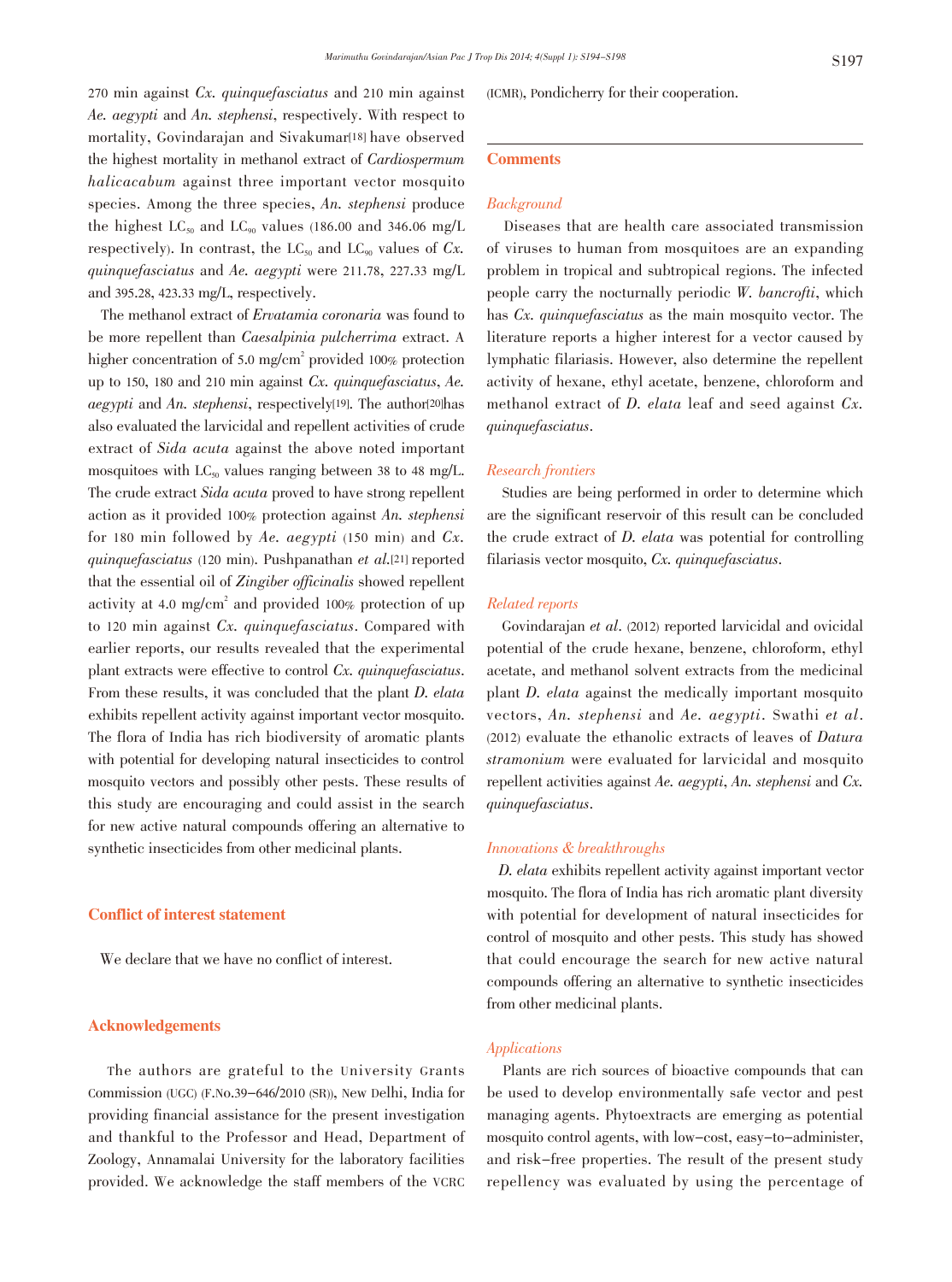270 min against *Cx. quinquefasciatus* and 210 min against *Ae. aegypti* and *An. stephensi*, respectively. With respect to mortality, Govindarajan and Sivakumar[18] have observed the highest mortality in methanol extract of *Cardiospermum halicacabum* against three important vector mosquito species. Among the three species, *An. stephensi* produce the highest $LC_{50}$ and $LC_{90}$ values (186.00 and 346.06 mg/L respectively). In contrast, the $LC_{50}$ and $LC_{90}$ values of *Cx. quinquefasciatus* and *Ae. aegypti* were 211.78, 227.33 mg/L and 395.28, 423.33 mg/L, respectively.

The methanol extract of *Ervatamia coronaria* was found to be more repellent than *Caesalpinia pulcherrima* extract. A higher concentration of 5.0 mg/cm$^2$ provided 100% protection up to 150, 180 and 210 min against *Cx. quinquefasciatus*, *Ae. aegypti* and *An. stephensi*, respectively[19]. The author[20] has also evaluated the larvicidal and repellent activities of crude extract of *Sida acuta* against the above noted important mosquitoes with $LC_{50}$ values ranging between 38 to 48 mg/L. The crude extract *Sida acuta* proved to have strong repellent action as it provided 100% protection against *An. stephensi* for 180 min followed by *Ae. aegypti* (150 min) and *Cx. quinquefasciatus* (120 min). Pushpanathan *et al.*[21] reported that the essential oil of *Zingiber officinalis* showed repellent activity at 4.0 mg/cm$^2$ and provided 100% protection of up to 120 min against *Cx. quinquefasciatus*. Compared with earlier reports, our results revealed that the experimental plant extracts were effective to control *Cx. quinquefasciatus*. From these results, it was concluded that the plant *D. elata* exhibits repellent activity against important vector mosquito. The flora of India has rich biodiversity of aromatic plants with potential for developing natural insecticides to control mosquito vectors and possibly other pests. These results of this study are encouraging and could assist in the search for new active natural compounds offering an alternative to synthetic insecticides from other medicinal plants.

## Conflict of interest statement

We declare that we have no conflict of interest.

## Acknowledgements

The authors are grateful to the University Grants Commission (UGC) (F.No.39–646/2010 (SR)), New Delhi, India for providing financial assistance for the present investigation and thankful to the Professor and Head, Department of Zoology, Annamalai University for the laboratory facilities provided. We acknowledge the staff members of the VCRC (ICMR), Pondicherry for their cooperation.

## Comments

### *Background*

Diseases that are health care associated transmission of viruses to human from mosquitoes are an expanding problem in tropical and subtropical regions. The infected people carry the nocturnally periodic *W. bancrofti*, which has *Cx. quinquefasciatus* as the main mosquito vector. The literature reports a higher interest for a vector caused by lymphatic filariasis. However, also determine the repellent activity of hexane, ethyl acetate, benzene, chloroform and methanol extract of *D. elata* leaf and seed against *Cx. quinquefasciatus*.

### *Research frontiers*

Studies are being performed in order to determine which are the significant reservoir of this result can be concluded the crude extract of *D. elata* was potential for controlling filariasis vector mosquito, *Cx. quinquefasciatus*.

### *Related reports*

Govindarajan *et al*. (2012) reported larvicidal and ovicidal potential of the crude hexane, benzene, chloroform, ethyl acetate, and methanol solvent extracts from the medicinal plant *D. elata* against the medically important mosquito vectors, *An. stephensi* and *Ae. aegypti*. Swathi *et al*. (2012) evaluate the ethanolic extracts of leaves of *Datura stramonium* were evaluated for larvicidal and mosquito repellent activities against *Ae. aegypti*, *An. stephensi* and *Cx. quinquefasciatus*.

### *Innovations & breakthroughs*

*D. elata* exhibits repellent activity against important vector mosquito. The flora of India has rich aromatic plant diversity with potential for development of natural insecticides for control of mosquito and other pests. This study has showed that could encourage the search for new active natural compounds offering an alternative to synthetic insecticides from other medicinal plants.

### *Applications*

Plants are rich sources of bioactive compounds that can be used to develop environmentally safe vector and pest managing agents. Phytoextracts are emerging as potential mosquito control agents, with low–cost, easy–to–administer, and risk–free properties. The result of the present study repellency was evaluated by using the percentage of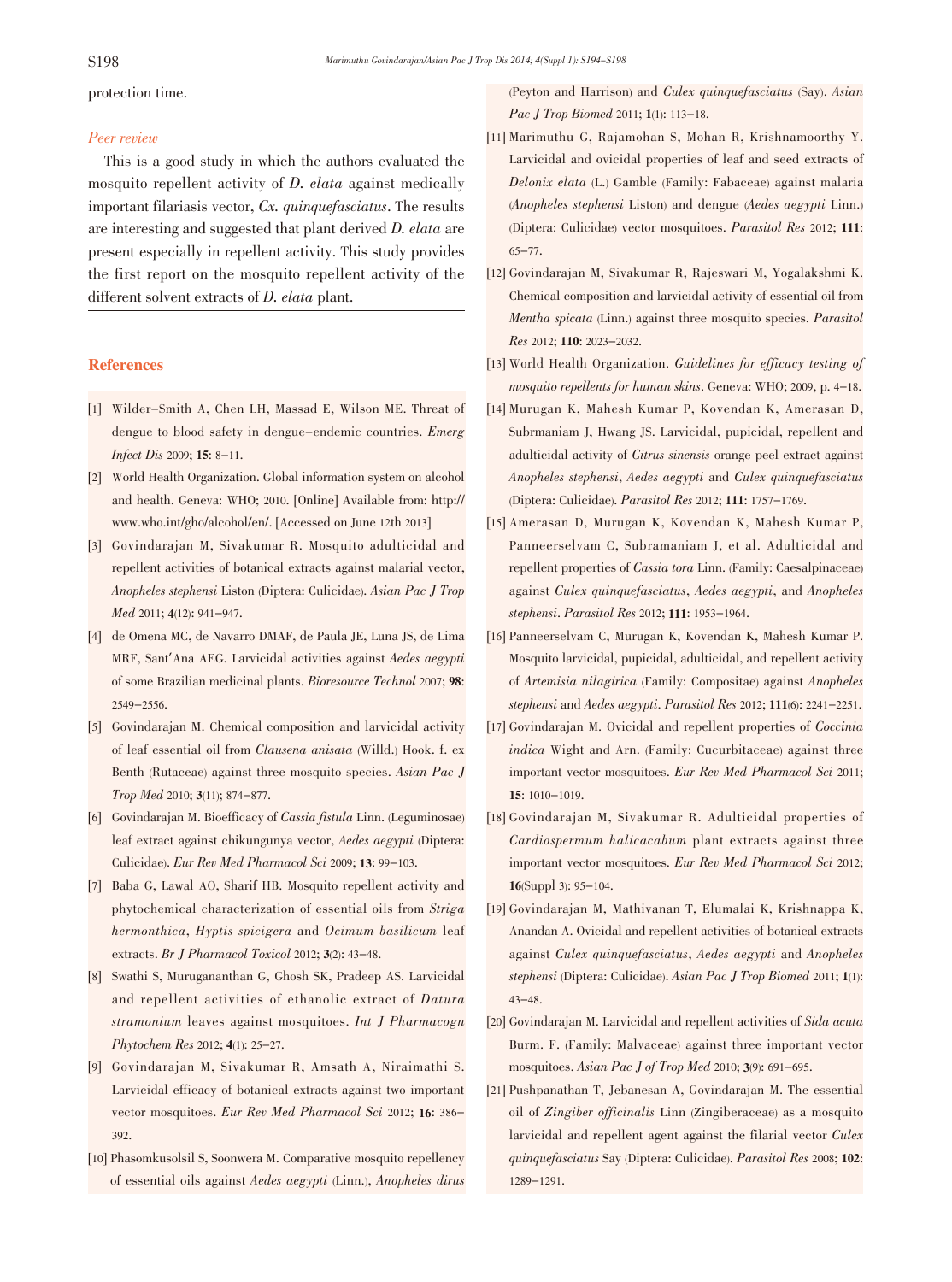protection time.

### *Peer review*

This is a good study in which the authors evaluated the mosquito repellent activity of *D. elata* against medically important filariasis vector, *Cx. quinquefasciatus*. The results are interesting and suggested that plant derived *D. elata* are present especially in repellent activity. This study provides the first report on the mosquito repellent activity of the different solvent extracts of *D. elata* plant.

## References

[1] Wilder-Smith A, Chen LH, Massad E, Wilson ME. Threat of dengue to blood safety in dengue-endemic countries. *Emerg Infect Dis* 2009; **15**: 8-11.

[2] World Health Organization. Global information system on alcohol and health. Geneva: WHO; 2010. [Online] Available from: http://www.who.int/gho/alcohol/en/. [Accessed on June 12th 2013]

[3] Govindarajan M, Sivakumar R. Mosquito adulticidal and repellent activities of botanical extracts against malarial vector, *Anopheles stephensi* Liston (Diptera: Culicidae). *Asian Pac J Trop Med* 2011; **4**(12): 941-947.

[4] de Omena MC, de Navarro DMAF, de Paula JE, Luna JS, de Lima MRF, Sant'Ana AEG. Larvicidal activities against *Aedes aegypti* of some Brazilian medicinal plants. *Bioresource Technol* 2007; **98**: 2549-2556.

[5] Govindarajan M. Chemical composition and larvicidal activity of leaf essential oil from *Clausena anisata* (Willd.) Hook. f. ex Benth (Rutaceae) against three mosquito species. *Asian Pac J Trop Med* 2010; **3**(11); 874-877.

[6] Govindarajan M. Bioefficacy of *Cassia fistula* Linn. (Leguminosae) leaf extract against chikungunya vector, *Aedes aegypti* (Diptera: Culicidae). *Eur Rev Med Pharmacol Sci* 2009; **13**: 99-103.

[7] Baba G, Lawal AO, Sharif HB. Mosquito repellent activity and phytochemical characterization of essential oils from *Striga hermonthica*, *Hyptis spicigera* and *Ocimum basilicum* leaf extracts. *Br J Pharmacol Toxicol* 2012; **3**(2): 43-48.

[8] Swathi S, Murugananthan G, Ghosh SK, Pradeep AS. Larvicidal and repellent activities of ethanolic extract of *Datura stramonium* leaves against mosquitoes. *Int J Pharmacogn Phytochem Res* 2012; **4**(1): 25-27.

[9] Govindarajan M, Sivakumar R, Amsath A, Niraimathi S. Larvicidal efficacy of botanical extracts against two important vector mosquitoes. *Eur Rev Med Pharmacol Sci* 2012; **16**: 386-392.

[10] Phasomkusolsil S, Soonwera M. Comparative mosquito repellency of essential oils against *Aedes aegypti* (Linn.), *Anopheles dirus* (Peyton and Harrison) and *Culex quinquefasciatus* (Say). *Asian Pac J Trop Biomed* 2011; **1**(1): 113-18.

[11] Marimuthu G, Rajamohan S, Mohan R, Krishnamoorthy Y. Larvicidal and ovicidal properties of leaf and seed extracts of *Delonix elata* (L.) Gamble (Family: Fabaceae) against malaria (*Anopheles stephensi* Liston) and dengue (*Aedes aegypti* Linn.) (Diptera: Culicidae) vector mosquitoes. *Parasitol Res* 2012; **111**: 65-77.

[12] Govindarajan M, Sivakumar R, Rajeswari M, Yogalakshmi K. Chemical composition and larvicidal activity of essential oil from *Mentha spicata* (Linn.) against three mosquito species. *Parasitol Res* 2012; **110**: 2023-2032.

[13] World Health Organization. *Guidelines for efficacy testing of mosquito repellents for human skins*. Geneva: WHO; 2009, p. 4-18.

[14] Murugan K, Mahesh Kumar P, Kovendan K, Amerasan D, Subrmaniam J, Hwang JS. Larvicidal, pupicidal, repellent and adulticidal activity of *Citrus sinensis* orange peel extract against *Anopheles stephensi*, *Aedes aegypti* and *Culex quinquefasciatus* (Diptera: Culicidae). *Parasitol Res* 2012; **111**: 1757-1769.

[15] Amerasan D, Murugan K, Kovendan K, Mahesh Kumar P, Panneerselvam C, Subramaniam J, et al. Adulticidal and repellent properties of *Cassia tora* Linn. (Family: Caesalpinaceae) against *Culex quinquefasciatus*, *Aedes aegypti*, and *Anopheles stephensi*. *Parasitol Res* 2012; **111**: 1953-1964.

[16] Panneerselvam C, Murugan K, Kovendan K, Mahesh Kumar P. Mosquito larvicidal, pupicidal, adulticidal, and repellent activity of *Artemisia nilagirica* (Family: Compositae) against *Anopheles stephensi* and *Aedes aegypti*. *Parasitol Res* 2012; **111**(6): 2241-2251.

[17] Govindarajan M. Ovicidal and repellent properties of *Coccinia indica* Wight and Arn. (Family: Cucurbitaceae) against three important vector mosquitoes. *Eur Rev Med Pharmacol Sci* 2011; **15**: 1010-1019.

[18] Govindarajan M, Sivakumar R. Adulticidal properties of *Cardiospermum halicacabum* plant extracts against three important vector mosquitoes. *Eur Rev Med Pharmacol Sci* 2012; **16**(Suppl 3): 95-104.

[19] Govindarajan M, Mathivanan T, Elumalai K, Krishnappa K, Anandan A. Ovicidal and repellent activities of botanical extracts against *Culex quinquefasciatus*, *Aedes aegypti* and *Anopheles stephensi* (Diptera: Culicidae). *Asian Pac J Trop Biomed* 2011; **1**(1): 43-48.

[20] Govindarajan M. Larvicidal and repellent activities of *Sida acuta* Burm. F. (Family: Malvaceae) against three important vector mosquitoes. *Asian Pac J of Trop Med* 2010; **3**(9): 691-695.

[21] Pushpanathan T, Jebanesan A, Govindarajan M. The essential oil of *Zingiber officinalis* Linn (Zingiberaceae) as a mosquito larvicidal and repellent agent against the filarial vector *Culex quinquefasciatus* Say (Diptera: Culicidae). *Parasitol Res* 2008; **102**: 1289-1291.